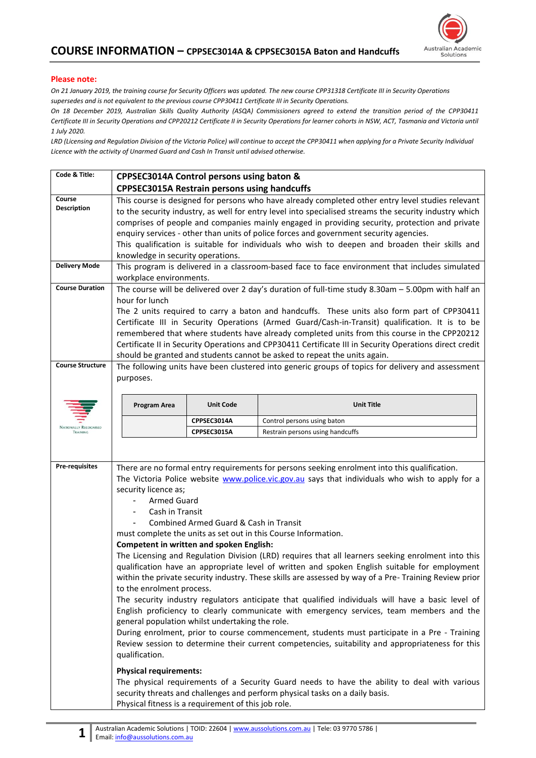# COURSE INFORMATION – CPPSEC3014A & CPPSEC3015A Baton and Handcuffs

**Please note:**

*On 21 January 2019, the training course for Security Officers was updated. The new course CPP31318 Certificate III in Security Operations supersedes and is not equivalent to the previous course CPP30411 Certificate III in Security Operations.*

*On 18 December 2019, Australian Skills Quality Authority (ASQA) Commissioners agreed to extend the transition period of the CPP30411 Certificate III in Security Operations and CPP20212 Certificate II in Security Operations for learner cohorts in NSW, ACT, Tasmania and Victoria until 1 July 2020.*

*LRD (Licensing and Regulation Division of the Victoria Police) will continue to accept the CPP30411 when applying for a Private Security Individual Licence with the activity of Unarmed Guard and Cash In Transit until advised otherwise.*

| | |
|---|---|
| **Code & Title:** | **CPPSEC3014A Control persons using baton & CPPSEC3015A Restrain persons using handcuffs** |
| **Course Description** | This course is designed for persons who have already completed other entry level studies relevant to the security industry, as well for entry level into specialised streams the security industry which comprises of people and companies mainly engaged in providing security, protection and private enquiry services - other than units of police forces and government security agencies. This qualification is suitable for individuals who wish to deepen and broaden their skills and knowledge in security operations. |
| **Delivery Mode** | This program is delivered in a classroom-based face to face environment that includes simulated workplace environments. |
| **Course Duration** | The course will be delivered over 2 day's duration of full-time study 8.30am – 5.00pm with half an hour for lunch. The 2 units required to carry a baton and handcuffs. These units also form part of CPP30411 Certificate III in Security Operations (Armed Guard/Cash-in-Transit) qualification. It is to be remembered that where students have already completed units from this course in the CPP20212 Certificate II in Security Operations and CPP30411 Certificate III in Security Operations direct credit should be granted and students cannot be asked to repeat the units again. |
| **Course Structure** | The following units have been clustered into generic groups of topics for delivery and assessment purposes. (see table below) |

| Program Area | Unit Code | Unit Title |
|---|---|---|
| | CPPSEC3014A | Control persons using baton |
| | CPPSEC3015A | Restrain persons using handcuffs |

**Pre-requisites**

There are no formal entry requirements for persons seeking enrolment into this qualification.

The Victoria Police website www.police.vic.gov.au says that individuals who wish to apply for a security licence as;

- Armed Guard
- Cash in Transit
- Combined Armed Guard & Cash in Transit

must complete the units as set out in this Course Information.

**Competent in written and spoken English:**

The Licensing and Regulation Division (LRD) requires that all learners seeking enrolment into this qualification have an appropriate level of written and spoken English suitable for employment within the private security industry. These skills are assessed by way of a Pre- Training Review prior to the enrolment process.

The security industry regulators anticipate that qualified individuals will have a basic level of English proficiency to clearly communicate with emergency services, team members and the general population whilst undertaking the role.

During enrolment, prior to course commencement, students must participate in a Pre - Training Review session to determine their current competencies, suitability and appropriateness for this qualification.

**Physical requirements:**

The physical requirements of a Security Guard needs to have the ability to deal with various security threats and challenges and perform physical tasks on a daily basis.

Physical fitness is a requirement of this job role.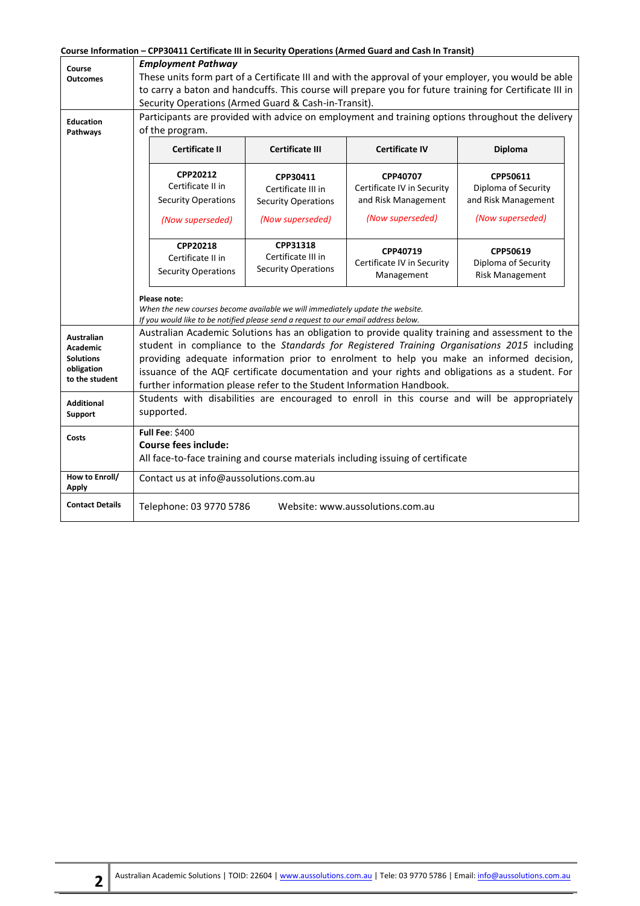**Course Information – CPP30411 Certificate III in Security Operations (Armed Guard and Cash In Transit)**

| | |
|---|---|
| **Course Outcomes** | ***Employment Pathway*** These units form part of a Certificate III and with the approval of your employer, you would be able to carry a baton and handcuffs. This course will prepare you for future training for Certificate III in Security Operations (Armed Guard & Cash-in-Transit). |
| **Education Pathways** | Participants are provided with advice on employment and training options throughout the delivery of the program. (see pathways table below) **Please note:** *When the new courses become available we will immediately update the website. If you would like to be notified please send a request to our email address below.* |
| **Australian Academic Solutions obligation to the student** | Australian Academic Solutions has an obligation to provide quality training and assessment to the student in compliance to the *Standards for Registered Training Organisations 2015* including providing adequate information prior to enrolment to help you make an informed decision, issuance of the AQF certificate documentation and your rights and obligations as a student. For further information please refer to the Student Information Handbook. |
| **Additional Support** | Students with disabilities are encouraged to enroll in this course and will be appropriately supported. |
| **Costs** | **Full Fee**: $400 **Course fees include:** All face-to-face training and course materials including issuing of certificate |
| **How to Enroll/ Apply** | Contact us at info@aussolutions.com.au |
| **Contact Details** | Telephone: 03 9770 5786 Website: www.aussolutions.com.au |

**Education Pathways**

| Certificate II | Certificate III | Certificate IV | Diploma |
|---|---|---|---|
| **CPP20212** Certificate II in Security Operations *(Now superseded)* | **CPP30411** Certificate III in Security Operations *(Now superseded)* | **CPP40707** Certificate IV in Security and Risk Management *(Now superseded)* | **CPP50611** Diploma of Security and Risk Management *(Now superseded)* |
| **CPP20218** Certificate II in Security Operations | **CPP31318** Certificate III in Security Operations | **CPP40719** Certificate IV in Security Management | **CPP50619** Diploma of Security Risk Management |